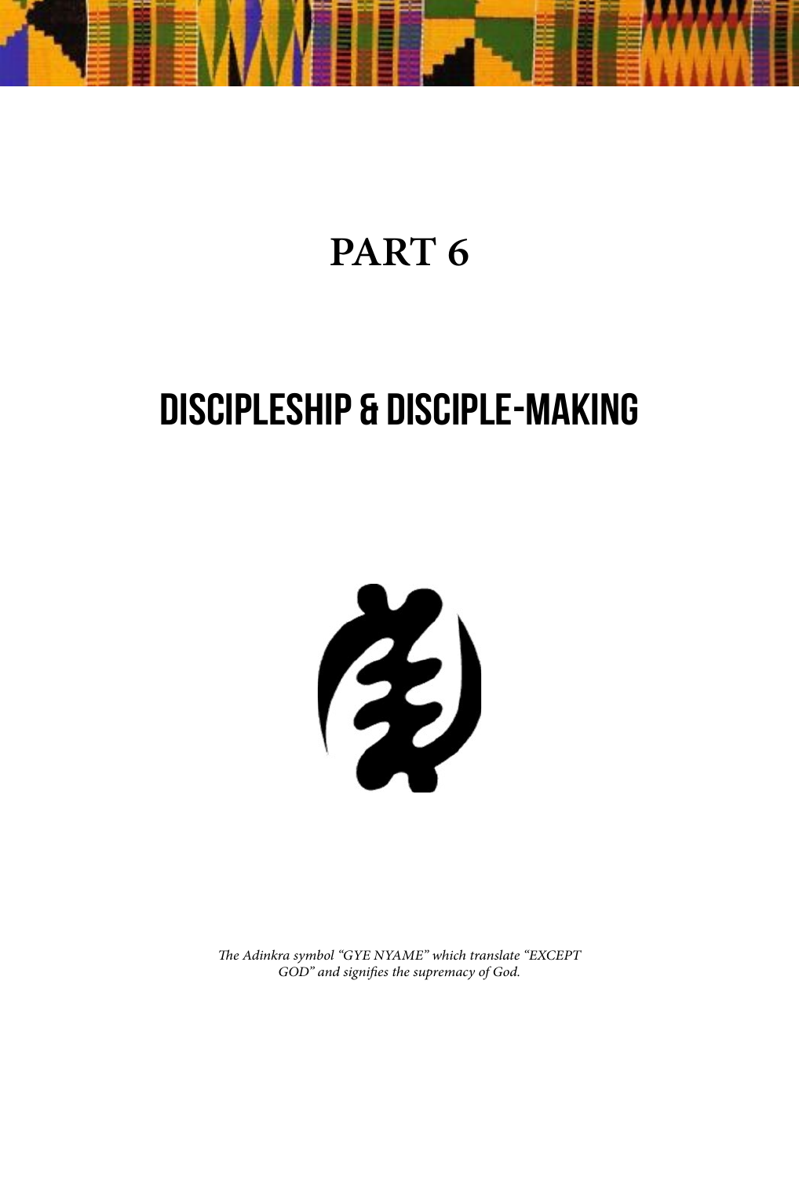# PART 6

# DISCIPLESHIP & DISCIPLE-MAKING

*The Adinkra symbol "GYE NYAME" which translate "EXCEPT GOD" and signifies the supremacy of God.*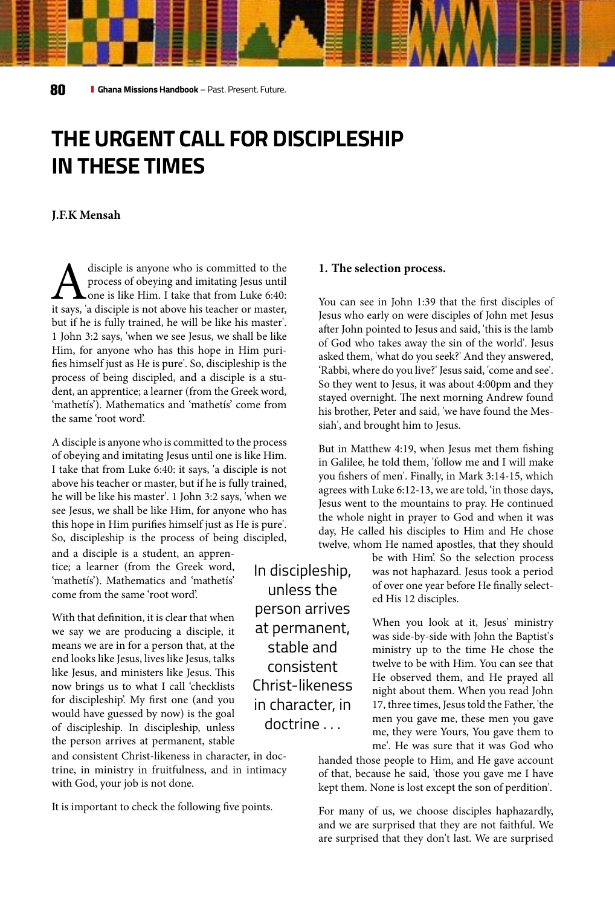# THE URGENT CALL FOR DISCIPLESHIP IN THESE TIMES

**J.F.K Mensah**

A disciple is anyone who is committed to the process of obeying and imitating Jesus until one is like Him. I take that from Luke 6:40: it says, 'a disciple is not above his teacher or master, but if he is fully trained, he will be like his master'. 1 John 3:2 says, 'when we see Jesus, we shall be like Him, for anyone who has this hope in Him purifies himself just as He is pure'. So, discipleship is the process of being discipled, and a disciple is a student, an apprentice; a learner (from the Greek word, 'mathetís'). Mathematics and 'mathetís' come from the same 'root word'.

A disciple is anyone who is committed to the process of obeying and imitating Jesus until one is like Him. I take that from Luke 6:40: it says, 'a disciple is not above his teacher or master, but if he is fully trained, he will be like his master'. 1 John 3:2 says, 'when we see Jesus, we shall be like Him, for anyone who has this hope in Him purifies himself just as He is pure'. So, discipleship is the process of being discipled, and a disciple is a student, an apprentice; a learner (from the Greek word, 'mathetís'). Mathematics and 'mathetís' come from the same 'root word'.

With that definition, it is clear that when we say we are producing a disciple, it means we are in for a person that, at the end looks like Jesus, lives like Jesus, talks like Jesus, and ministers like Jesus. This now brings us to what I call 'checklists for discipleship'. My first one (and you would have guessed by now) is the goal of discipleship. In discipleship, unless the person arrives at permanent, stable and consistent Christ-likeness in character, in doctrine, in ministry in fruitfulness, and in intimacy with God, your job is not done.

> In discipleship, unless the person arrives at permanent, stable and consistent Christ-likeness in character, in doctrine . . .

It is important to check the following five points.

**1. The selection process.**

You can see in John 1:39 that the first disciples of Jesus who early on were disciples of John met Jesus after John pointed to Jesus and said, 'this is the lamb of God who takes away the sin of the world'. Jesus asked them, 'what do you seek?' And they answered, 'Rabbi, where do you live?' Jesus said, 'come and see'. So they went to Jesus, it was about 4:00pm and they stayed overnight. The next morning Andrew found his brother, Peter and said, 'we have found the Messiah', and brought him to Jesus.

But in Matthew 4:19, when Jesus met them fishing in Galilee, he told them, 'follow me and I will make you fishers of men'. Finally, in Mark 3:14-15, which agrees with Luke 6:12-13, we are told, 'in those days, Jesus went to the mountains to pray. He continued the whole night in prayer to God and when it was day, He called his disciples to Him and He chose twelve, whom He named apostles, that they should be with Him'. So the selection process was not haphazard. Jesus took a period of over one year before He finally selected His 12 disciples.

When you look at it, Jesus' ministry was side-by-side with John the Baptist's ministry up to the time He chose the twelve to be with Him. You can see that He observed them, and He prayed all night about them. When you read John 17, three times, Jesus told the Father, 'the men you gave me, these men you gave me, they were Yours, You gave them to me'. He was sure that it was God who handed those people to Him, and He gave account of that, because he said, 'those you gave me I have kept them. None is lost except the son of perdition'.

For many of us, we choose disciples haphazardly, and we are surprised that they are not faithful. We are surprised that they don't last. We are surprised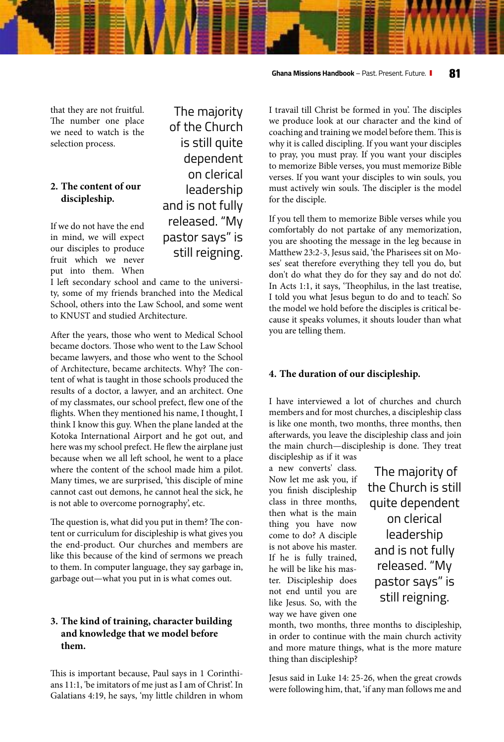that they are not fruitful. The number one place we need to watch is the selection process.

> The majority of the Church is still quite dependent on clerical leadership and is not fully released. "My pastor says" is still reigning.

**2. The content of our discipleship.**

If we do not have the end in mind, we will expect our disciples to produce fruit which we never put into them. When I left secondary school and came to the university, some of my friends branched into the Medical School, others into the Law School, and some went to KNUST and studied Architecture.

After the years, those who went to Medical School became doctors. Those who went to the Law School became lawyers, and those who went to the School of Architecture, became architects. Why? The content of what is taught in those schools produced the results of a doctor, a lawyer, and an architect. One of my classmates, our school prefect, flew one of the flights. When they mentioned his name, I thought, I think I know this guy. When the plane landed at the Kotoka International Airport and he got out, and here was my school prefect. He flew the airplane just because when we all left school, he went to a place where the content of the school made him a pilot. Many times, we are surprised, 'this disciple of mine cannot cast out demons, he cannot heal the sick, he is not able to overcome pornography', etc.

The question is, what did you put in them? The content or curriculum for discipleship is what gives you the end-product. Our churches and members are like this because of the kind of sermons we preach to them. In computer language, they say garbage in, garbage out—what you put in is what comes out.

**3. The kind of training, character building and knowledge that we model before them.**

This is important because, Paul says in 1 Corinthians 11:1, 'be imitators of me just as I am of Christ'. In Galatians 4:19, he says, 'my little children in whom I travail till Christ be formed in you'. The disciples we produce look at our character and the kind of coaching and training we model before them. This is why it is called discipling. If you want your disciples to pray, you must pray. If you want your disciples to memorize Bible verses, you must memorize Bible verses. If you want your disciples to win souls, you must actively win souls. The discipler is the model for the disciple.

If you tell them to memorize Bible verses while you comfortably do not partake of any memorization, you are shooting the message in the leg because in Matthew 23:2-3, Jesus said, 'the Pharisees sit on Moses' seat therefore everything they tell you do, but don't do what they do for they say and do not do'. In Acts 1:1, it says, 'Theophilus, in the last treatise, I told you what Jesus begun to do and to teach'. So the model we hold before the disciples is critical because it speaks volumes, it shouts louder than what you are telling them.

**4. The duration of our discipleship.**

I have interviewed a lot of churches and church members and for most churches, a discipleship class is like one month, two months, three months, then afterwards, you leave the discipleship class and join the main church—discipleship is done. They treat discipleship as if it was a new converts' class. Now let me ask you, if you finish discipleship class in three months, then what is the main thing you have now come to do? A disciple is not above his master. If he is fully trained, he will be like his master. Discipleship does not end until you are like Jesus. So, with the way we have given one month, two months, three months to discipleship, in order to continue with the main church activity and more mature things, what is the more mature thing than discipleship?

> The majority of the Church is still quite dependent on clerical leadership and is not fully released. "My pastor says" is still reigning.

Jesus said in Luke 14: 25-26, when the great crowds were following him, that, 'if any man follows me and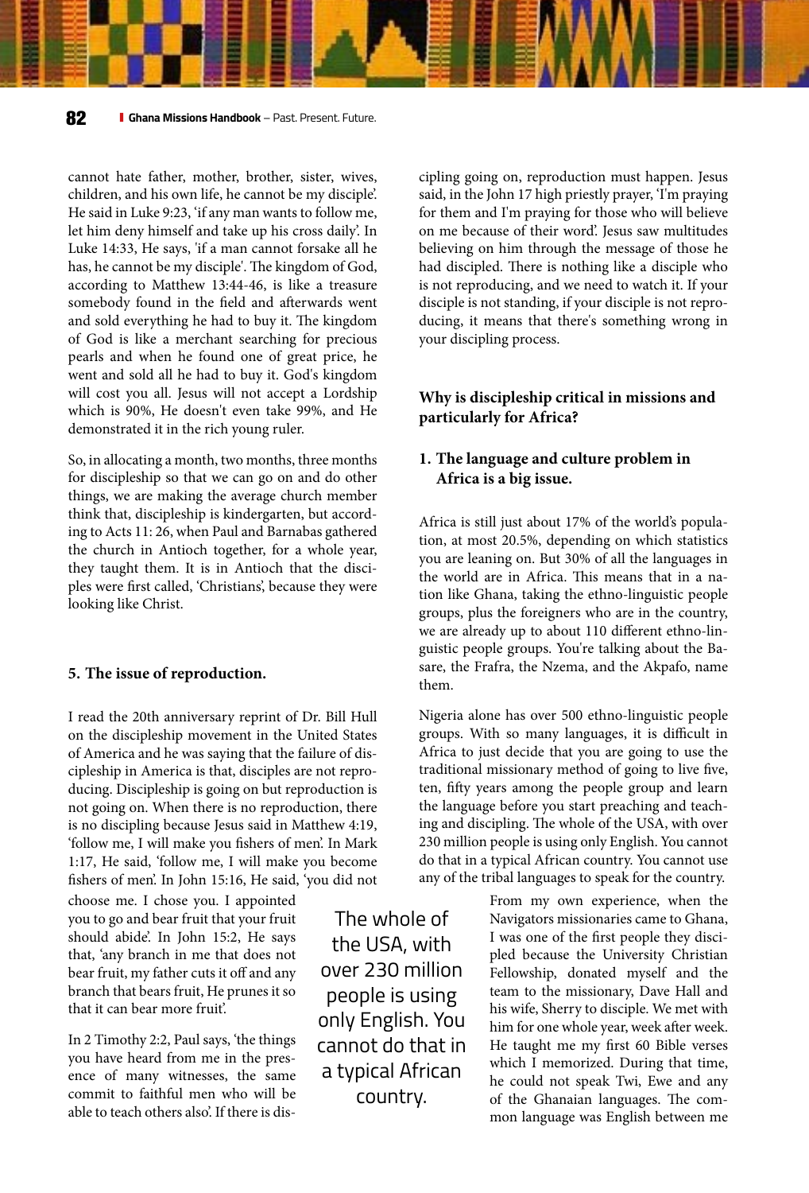cannot hate father, mother, brother, sister, wives, children, and his own life, he cannot be my disciple'. He said in Luke 9:23, 'if any man wants to follow me, let him deny himself and take up his cross daily'. In Luke 14:33, He says, 'if a man cannot forsake all he has, he cannot be my disciple'. The kingdom of God, according to Matthew 13:44-46, is like a treasure somebody found in the field and afterwards went and sold everything he had to buy it. The kingdom of God is like a merchant searching for precious pearls and when he found one of great price, he went and sold all he had to buy it. God's kingdom will cost you all. Jesus will not accept a Lordship which is 90%, He doesn't even take 99%, and He demonstrated it in the rich young ruler.

So, in allocating a month, two months, three months for discipleship so that we can go on and do other things, we are making the average church member think that, discipleship is kindergarten, but according to Acts 11: 26, when Paul and Barnabas gathered the church in Antioch together, for a whole year, they taught them. It is in Antioch that the disciples were first called, 'Christians', because they were looking like Christ.

### 5. The issue of reproduction.

I read the 20th anniversary reprint of Dr. Bill Hull on the discipleship movement in the United States of America and he was saying that the failure of discipleship in America is that, disciples are not reproducing. Discipleship is going on but reproduction is not going on. When there is no reproduction, there is no discipling because Jesus said in Matthew 4:19, 'follow me, I will make you fishers of men'. In Mark 1:17, He said, 'follow me, I will make you become fishers of men'. In John 15:16, He said, 'you did not choose me. I chose you. I appointed you to go and bear fruit that your fruit should abide'. In John 15:2, He says that, 'any branch in me that does not bear fruit, my father cuts it off and any branch that bears fruit, He prunes it so that it can bear more fruit'.

In 2 Timothy 2:2, Paul says, 'the things you have heard from me in the presence of many witnesses, the same commit to faithful men who will be able to teach others also'. If there is discipling going on, reproduction must happen. Jesus said, in the John 17 high priestly prayer, 'I'm praying for them and I'm praying for those who will believe on me because of their word'. Jesus saw multitudes believing on him through the message of those he had discipled. There is nothing like a disciple who is not reproducing, and we need to watch it. If your disciple is not standing, if your disciple is not reproducing, it means that there's something wrong in your discipling process.

### Why is discipleship critical in missions and particularly for Africa?

### 1. The language and culture problem in Africa is a big issue.

Africa is still just about 17% of the world's population, at most 20.5%, depending on which statistics you are leaning on. But 30% of all the languages in the world are in Africa. This means that in a nation like Ghana, taking the ethno-linguistic people groups, plus the foreigners who are in the country, we are already up to about 110 different ethno-linguistic people groups. You're talking about the Basare, the Frafra, the Nzema, and the Akpafo, name them.

Nigeria alone has over 500 ethno-linguistic people groups. With so many languages, it is difficult in Africa to just decide that you are going to use the traditional missionary method of going to live five, ten, fifty years among the people group and learn the language before you start preaching and teaching and discipling. The whole of the USA, with over 230 million people is using only English. You cannot do that in a typical African country. You cannot use any of the tribal languages to speak for the country.

> The whole of the USA, with over 230 million people is using only English. You cannot do that in a typical African country.

From my own experience, when the Navigators missionaries came to Ghana, I was one of the first people they discipled because the University Christian Fellowship, donated myself and the team to the missionary, Dave Hall and his wife, Sherry to disciple. We met with him for one whole year, week after week. He taught me my first 60 Bible verses which I memorized. During that time, he could not speak Twi, Ewe and any of the Ghanaian languages. The common language was English between me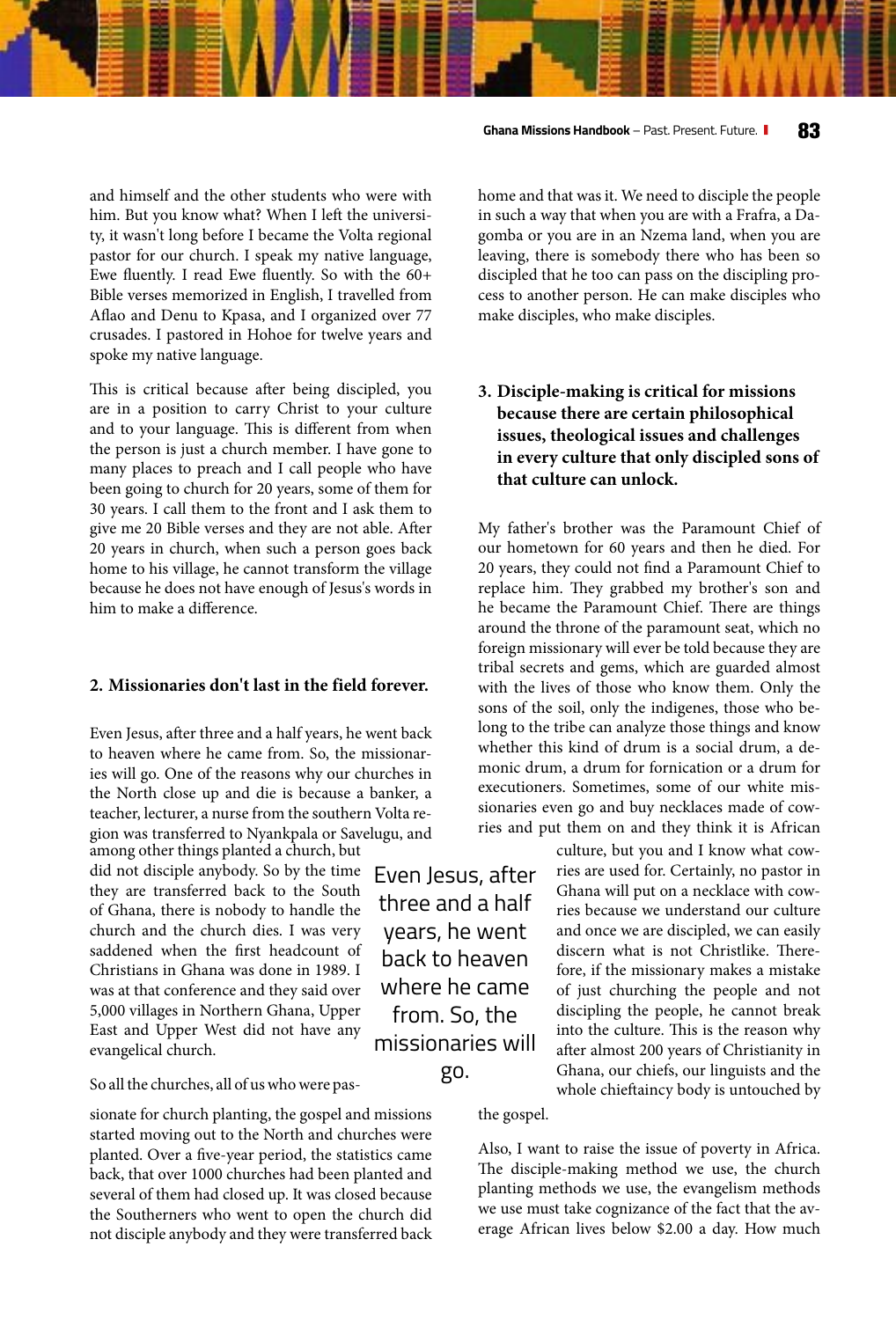and himself and the other students who were with him. But you know what? When I left the university, it wasn't long before I became the Volta regional pastor for our church. I speak my native language, Ewe fluently. I read Ewe fluently. So with the 60+ Bible verses memorized in English, I travelled from Aflao and Denu to Kpasa, and I organized over 77 crusades. I pastored in Hohoe for twelve years and spoke my native language.

This is critical because after being discipled, you are in a position to carry Christ to your culture and to your language. This is different from when the person is just a church member. I have gone to many places to preach and I call people who have been going to church for 20 years, some of them for 30 years. I call them to the front and I ask them to give me 20 Bible verses and they are not able. After 20 years in church, when such a person goes back home to his village, he cannot transform the village because he does not have enough of Jesus's words in him to make a difference.

**2. Missionaries don't last in the field forever.**

Even Jesus, after three and a half years, he went back to heaven where he came from. So, the missionaries will go. One of the reasons why our churches in the North close up and die is because a banker, a teacher, lecturer, a nurse from the southern Volta region was transferred to Nyankpala or Savelugu, and among other things planted a church, but did not disciple anybody. So by the time they are transferred back to the South of Ghana, there is nobody to handle the church and the church dies. I was very saddened when the first headcount of Christians in Ghana was done in 1989. I was at that conference and they said over 5,000 villages in Northern Ghana, Upper East and Upper West did not have any evangelical church.

So all the churches, all of us who were passionate for church planting, the gospel and missions started moving out to the North and churches were planted. Over a five-year period, the statistics came back, that over 1000 churches had been planted and several of them had closed up. It was closed because the Southerners who went to open the church did not disciple anybody and they were transferred back home and that was it. We need to disciple the people in such a way that when you are with a Frafra, a Dagomba or you are in an Nzema land, when you are leaving, there is somebody there who has been so discipled that he too can pass on the discipling process to another person. He can make disciples who make disciples, who make disciples.

> Even Jesus, after three and a half years, he went back to heaven where he came from. So, the missionaries will go.

**3. Disciple-making is critical for missions because there are certain philosophical issues, theological issues and challenges in every culture that only discipled sons of that culture can unlock.**

My father's brother was the Paramount Chief of our hometown for 60 years and then he died. For 20 years, they could not find a Paramount Chief to replace him. They grabbed my brother's son and he became the Paramount Chief. There are things around the throne of the paramount seat, which no foreign missionary will ever be told because they are tribal secrets and gems, which are guarded almost with the lives of those who know them. Only the sons of the soil, only the indigenes, those who belong to the tribe can analyze those things and know whether this kind of drum is a social drum, a demonic drum, a drum for fornication or a drum for executioners. Sometimes, some of our white missionaries even go and buy necklaces made of cowries and put them on and they think it is African culture, but you and I know what cowries are used for. Certainly, no pastor in Ghana will put on a necklace with cowries because we understand our culture and once we are discipled, we can easily discern what is not Christlike. Therefore, if the missionary makes a mistake of just churching the people and not discipling the people, he cannot break into the culture. This is the reason why after almost 200 years of Christianity in Ghana, our chiefs, our linguists and the whole chieftaincy body is untouched by the gospel.

Also, I want to raise the issue of poverty in Africa. The disciple-making method we use, the church planting methods we use, the evangelism methods we use must take cognizance of the fact that the average African lives below $2.00 a day. How much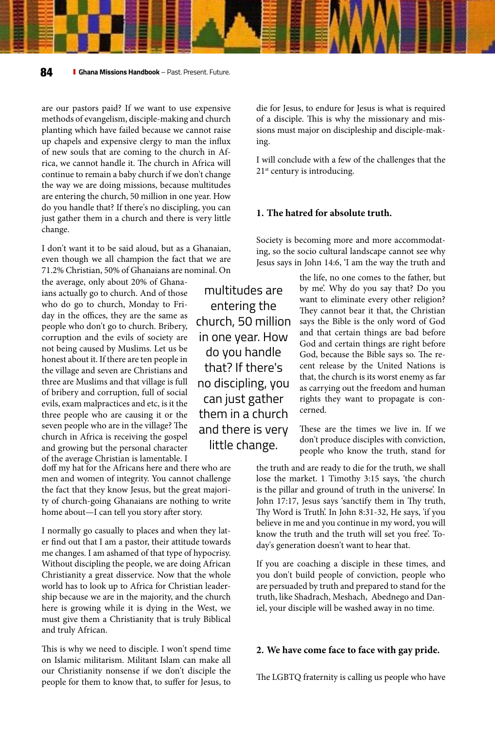are our pastors paid? If we want to use expensive methods of evangelism, disciple-making and church planting which have failed because we cannot raise up chapels and expensive clergy to man the influx of new souls that are coming to the church in Africa, we cannot handle it. The church in Africa will continue to remain a baby church if we don't change the way we are doing missions, because multitudes are entering the church, 50 million in one year. How do you handle that? If there's no discipling, you can just gather them in a church and there is very little change.

I don't want it to be said aloud, but as a Ghanaian, even though we all champion the fact that we are 71.2% Christian, 50% of Ghanaians are nominal. On the average, only about 20% of Ghanaians actually go to church. And of those who do go to church, Monday to Friday in the offices, they are the same as people who don't go to church. Bribery, corruption and the evils of society are not being caused by Muslims. Let us be honest about it. If there are ten people in the village and seven are Christians and three are Muslims and that village is full of bribery and corruption, full of social evils, exam malpractices and etc, is it the three people who are causing it or the seven people who are in the village? The church in Africa is receiving the gospel and growing but the personal character of the average Christian is lamentable. I doff my hat for the Africans here and there who are men and women of integrity. You cannot challenge the fact that they know Jesus, but the great majority of church-going Ghanaians are nothing to write home about—I can tell you story after story.

> multitudes are entering the church, 50 million in one year. How do you handle that? If there's no discipling, you can just gather them in a church and there is very little change.

I normally go casually to places and when they later find out that I am a pastor, their attitude towards me changes. I am ashamed of that type of hypocrisy. Without discipling the people, we are doing African Christianity a great disservice. Now that the whole world has to look up to Africa for Christian leadership because we are in the majority, and the church here is growing while it is dying in the West, we must give them a Christianity that is truly Biblical and truly African.

This is why we need to disciple. I won't spend time on Islamic militarism. Militant Islam can make all our Christianity nonsense if we don't disciple the people for them to know that, to suffer for Jesus, to die for Jesus, to endure for Jesus is what is required of a disciple. This is why the missionary and missions must major on discipleship and disciple-making.

I will conclude with a few of the challenges that the 21st century is introducing.

**1. The hatred for absolute truth.**

Society is becoming more and more accommodating, so the socio cultural landscape cannot see why Jesus says in John 14:6, 'I am the way the truth and the life, no one comes to the father, but by me'. Why do you say that? Do you want to eliminate every other religion? They cannot bear it that, the Christian says the Bible is the only word of God and that certain things are bad before God and certain things are right before God, because the Bible says so. The recent release by the United Nations is that, the church is its worst enemy as far as carrying out the freedom and human rights they want to propagate is concerned.

These are the times we live in. If we don't produce disciples with conviction, people who know the truth, stand for the truth and are ready to die for the truth, we shall lose the market. 1 Timothy 3:15 says, 'the church is the pillar and ground of truth in the universe'. In John 17:17, Jesus says 'sanctify them in Thy truth, Thy Word is Truth'. In John 8:31-32, He says, 'if you believe in me and you continue in my word, you will know the truth and the truth will set you free'. Today's generation doesn't want to hear that.

If you are coaching a disciple in these times, and you don't build people of conviction, people who are persuaded by truth and prepared to stand for the truth, like Shadrach, Meshach, Abednego and Daniel, your disciple will be washed away in no time.

**2. We have come face to face with gay pride.**

The LGBTQ fraternity is calling us people who have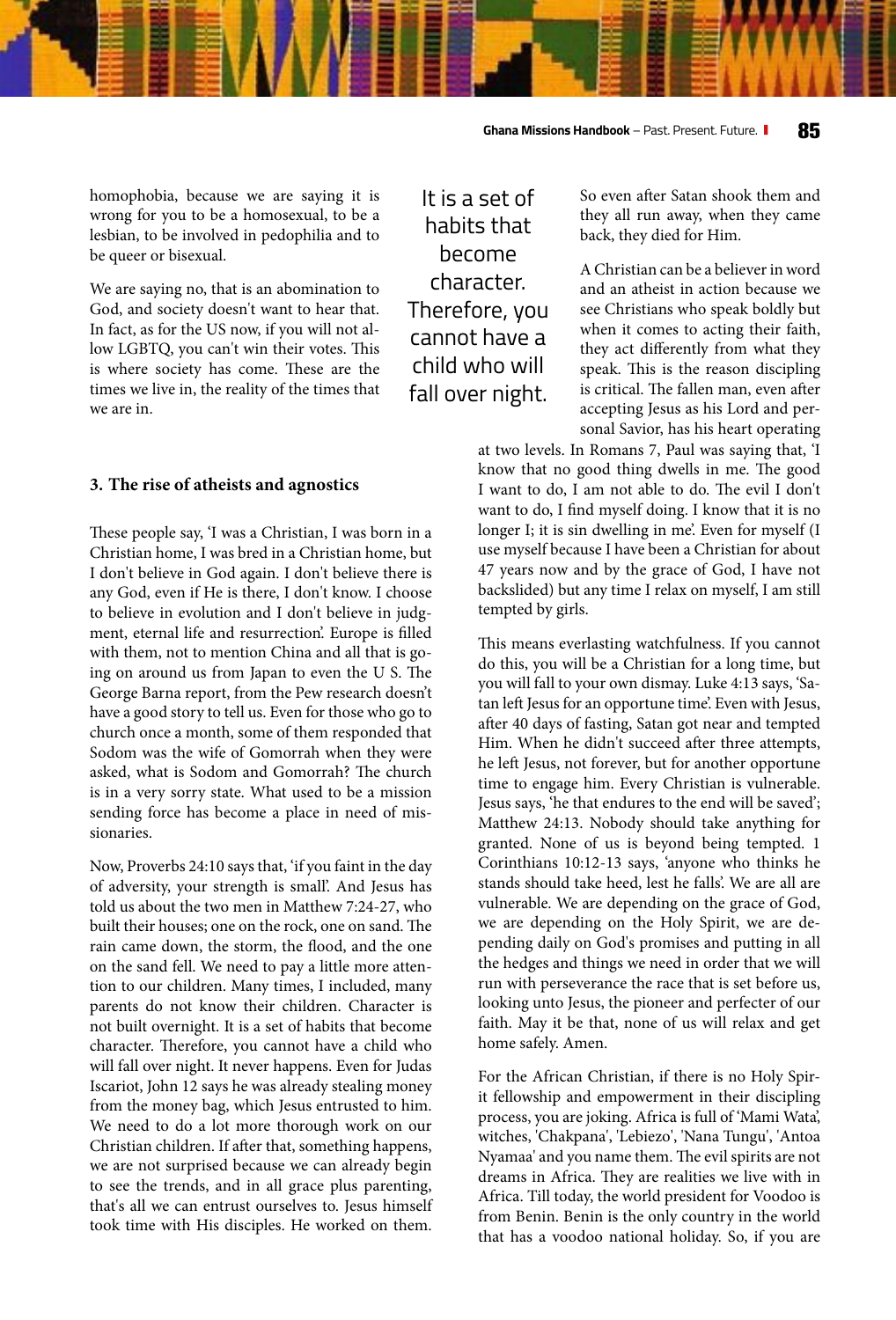homophobia, because we are saying it is wrong for you to be a homosexual, to be a lesbian, to be involved in pedophilia and to be queer or bisexual.

We are saying no, that is an abomination to God, and society doesn't want to hear that. In fact, as for the US now, if you will not allow LGBTQ, you can't win their votes. This is where society has come. These are the times we live in, the reality of the times that we are in.

### 3. The rise of atheists and agnostics

These people say, 'I was a Christian, I was born in a Christian home, I was bred in a Christian home, but I don't believe in God again. I don't believe there is any God, even if He is there, I don't know. I choose to believe in evolution and I don't believe in judgment, eternal life and resurrection'. Europe is filled with them, not to mention China and all that is going on around us from Japan to even the U S. The George Barna report, from the Pew research doesn't have a good story to tell us. Even for those who go to church once a month, some of them responded that Sodom was the wife of Gomorrah when they were asked, what is Sodom and Gomorrah? The church is in a very sorry state. What used to be a mission sending force has become a place in need of missionaries.

Now, Proverbs 24:10 says that, 'if you faint in the day of adversity, your strength is small'. And Jesus has told us about the two men in Matthew 7:24-27, who built their houses; one on the rock, one on sand. The rain came down, the storm, the flood, and the one on the sand fell. We need to pay a little more attention to our children. Many times, I included, many parents do not know their children. Character is not built overnight. It is a set of habits that become character. Therefore, you cannot have a child who will fall over night. It never happens. Even for Judas Iscariot, John 12 says he was already stealing money from the money bag, which Jesus entrusted to him. We need to do a lot more thorough work on our Christian children. If after that, something happens, we are not surprised because we can already begin to see the trends, and in all grace plus parenting, that's all we can entrust ourselves to. Jesus himself took time with His disciples. He worked on them. So even after Satan shook them and they all run away, when they came back, they died for Him.

> It is a set of habits that become character. Therefore, you cannot have a child who will fall over night.

A Christian can be a believer in word and an atheist in action because we see Christians who speak boldly but when it comes to acting their faith, they act differently from what they speak. This is the reason discipling is critical. The fallen man, even after accepting Jesus as his Lord and personal Savior, has his heart operating at two levels. In Romans 7, Paul was saying that, 'I know that no good thing dwells in me. The good I want to do, I am not able to do. The evil I don't want to do, I find myself doing. I know that it is no longer I; it is sin dwelling in me'. Even for myself (I use myself because I have been a Christian for about 47 years now and by the grace of God, I have not backslided) but any time I relax on myself, I am still tempted by girls.

This means everlasting watchfulness. If you cannot do this, you will be a Christian for a long time, but you will fall to your own dismay. Luke 4:13 says, 'Satan left Jesus for an opportune time'. Even with Jesus, after 40 days of fasting, Satan got near and tempted Him. When he didn't succeed after three attempts, he left Jesus, not forever, but for another opportune time to engage him. Every Christian is vulnerable. Jesus says, 'he that endures to the end will be saved'; Matthew 24:13. Nobody should take anything for granted. None of us is beyond being tempted. 1 Corinthians 10:12-13 says, 'anyone who thinks he stands should take heed, lest he falls'. We are all are vulnerable. We are depending on the grace of God, we are depending on the Holy Spirit, we are depending daily on God's promises and putting in all the hedges and things we need in order that we will run with perseverance the race that is set before us, looking unto Jesus, the pioneer and perfecter of our faith. May it be that, none of us will relax and get home safely. Amen.

For the African Christian, if there is no Holy Spirit fellowship and empowerment in their discipling process, you are joking. Africa is full of 'Mami Wata', witches, 'Chakpana', 'Lebiezo', 'Nana Tungu', 'Antoa Nyamaa' and you name them. The evil spirits are not dreams in Africa. They are realities we live with in Africa. Till today, the world president for Voodoo is from Benin. Benin is the only country in the world that has a voodoo national holiday. So, if you are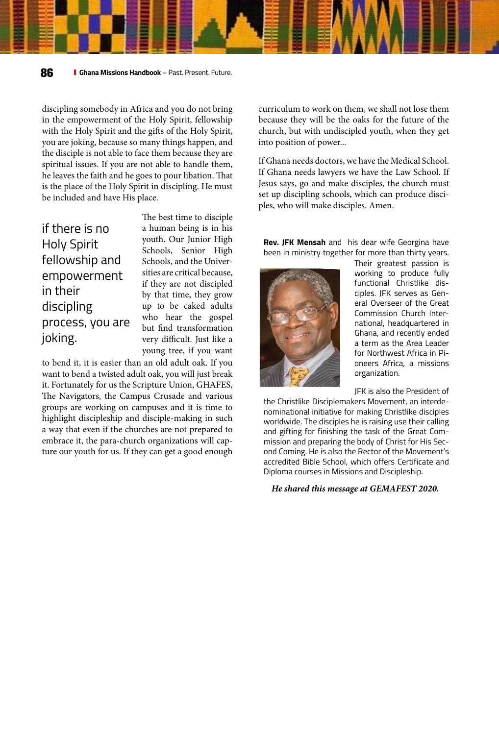discipling somebody in Africa and you do not bring in the empowerment of the Holy Spirit, fellowship with the Holy Spirit and the gifts of the Holy Spirit, you are joking, because so many things happen, and the disciple is not able to face them because they are spiritual issues. If you are not able to handle them, he leaves the faith and he goes to pour libation. That is the place of the Holy Spirit in discipling. He must be included and have His place.

> if there is no Holy Spirit fellowship and empowerment in their discipling process, you are joking.

The best time to disciple a human being is in his youth. Our Junior High Schools, Senior High Schools, and the Universities are critical because, if they are not discipled by that time, they grow up to be caked adults who hear the gospel but find transformation very difficult. Just like a young tree, if you want to bend it, it is easier than an old adult oak. If you want to bend a twisted adult oak, you will just break it. Fortunately for us the Scripture Union, GHAFES, The Navigators, the Campus Crusade and various groups are working on campuses and it is time to highlight discipleship and disciple-making in such a way that even if the churches are not prepared to embrace it, the para-church organizations will capture our youth for us. If they can get a good enough curriculum to work on them, we shall not lose them because they will be the oaks for the future of the church, but with undiscipled youth, when they get into position of power...

If Ghana needs doctors, we have the Medical School. If Ghana needs lawyers we have the Law School. If Jesus says, go and make disciples, the church must set up discipling schools, which can produce disciples, who will make disciples. Amen.

**Rev. JFK Mensah** and his dear wife Georgina have been in ministry together for more than thirty years. Their greatest passion is working to produce fully functional Christlike disciples. JFK serves as General Overseer of the Great Commission Church International, headquartered in Ghana, and recently ended a term as the Area Leader for Northwest Africa in Pioneers Africa, a missions organization.

JFK is also the President of the Christlike Disciplemakers Movement, an interdenominational initiative for making Christlike disciples worldwide. The disciples he is raising use their calling and gifting for finishing the task of the Great Commission and preparing the body of Christ for His Second Coming. He is also the Rector of the Movement's accredited Bible School, which offers Certificate and Diploma courses in Missions and Discipleship.

***He shared this message at GEMAFEST 2020.***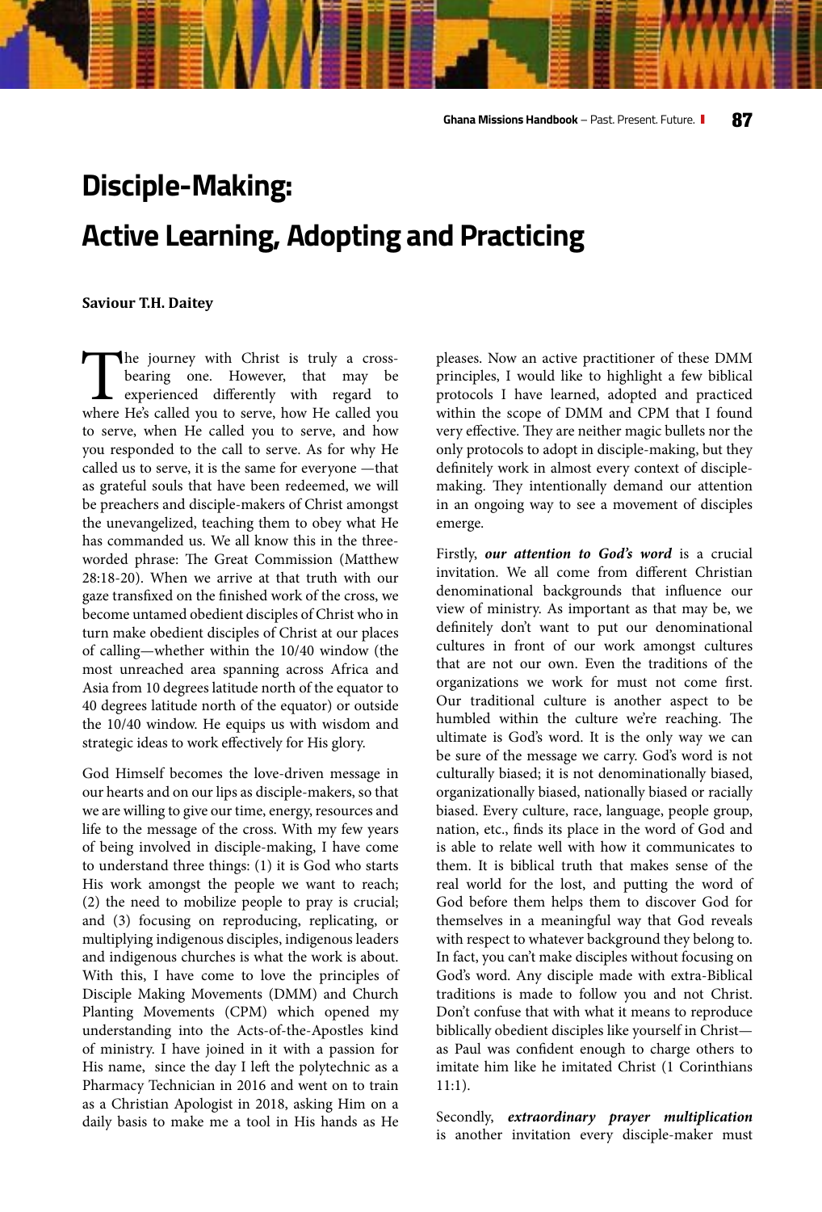# Disciple-Making: Active Learning, Adopting and Practicing

**Saviour T.H. Daitey**

The journey with Christ is truly a cross-bearing one. However, that may be experienced differently with regard to where He's called you to serve, how He called you to serve, when He called you to serve, and how you responded to the call to serve. As for why He called us to serve, it is the same for everyone —that as grateful souls that have been redeemed, we will be preachers and disciple-makers of Christ amongst the unevangelized, teaching them to obey what He has commanded us. We all know this in the three-worded phrase: The Great Commission (Matthew 28:18-20). When we arrive at that truth with our gaze transfixed on the finished work of the cross, we become untamed obedient disciples of Christ who in turn make obedient disciples of Christ at our places of calling—whether within the 10/40 window (the most unreached area spanning across Africa and Asia from 10 degrees latitude north of the equator to 40 degrees latitude north of the equator) or outside the 10/40 window. He equips us with wisdom and strategic ideas to work effectively for His glory.

God Himself becomes the love-driven message in our hearts and on our lips as disciple-makers, so that we are willing to give our time, energy, resources and life to the message of the cross. With my few years of being involved in disciple-making, I have come to understand three things: (1) it is God who starts His work amongst the people we want to reach; (2) the need to mobilize people to pray is crucial; and (3) focusing on reproducing, replicating, or multiplying indigenous disciples, indigenous leaders and indigenous churches is what the work is about. With this, I have come to love the principles of Disciple Making Movements (DMM) and Church Planting Movements (CPM) which opened my understanding into the Acts-of-the-Apostles kind of ministry. I have joined in it with a passion for His name, since the day I left the polytechnic as a Pharmacy Technician in 2016 and went on to train as a Christian Apologist in 2018, asking Him on a daily basis to make me a tool in His hands as He pleases. Now an active practitioner of these DMM principles, I would like to highlight a few biblical protocols I have learned, adopted and practiced within the scope of DMM and CPM that I found very effective. They are neither magic bullets nor the only protocols to adopt in disciple-making, but they definitely work in almost every context of disciple-making. They intentionally demand our attention in an ongoing way to see a movement of disciples emerge.

Firstly, ***our attention to God's word*** is a crucial invitation. We all come from different Christian denominational backgrounds that influence our view of ministry. As important as that may be, we definitely don't want to put our denominational cultures in front of our work amongst cultures that are not our own. Even the traditions of the organizations we work for must not come first. Our traditional culture is another aspect to be humbled within the culture we're reaching. The ultimate is God's word. It is the only way we can be sure of the message we carry. God's word is not culturally biased; it is not denominationally biased, organizationally biased, nationally biased or racially biased. Every culture, race, language, people group, nation, etc., finds its place in the word of God and is able to relate well with how it communicates to them. It is biblical truth that makes sense of the real world for the lost, and putting the word of God before them helps them to discover God for themselves in a meaningful way that God reveals with respect to whatever background they belong to. In fact, you can't make disciples without focusing on God's word. Any disciple made with extra-Biblical traditions is made to follow you and not Christ. Don't confuse that with what it means to reproduce biblically obedient disciples like yourself in Christ—as Paul was confident enough to charge others to imitate him like he imitated Christ (1 Corinthians 11:1).

Secondly, ***extraordinary prayer multiplication*** is another invitation every disciple-maker must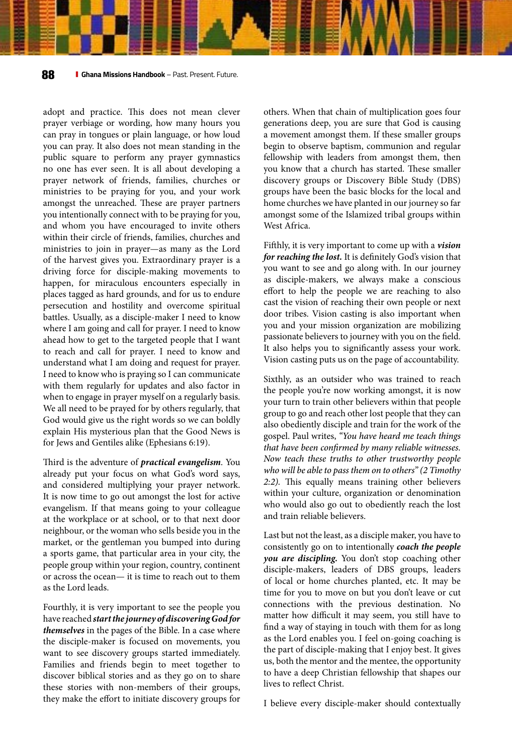adopt and practice. This does not mean clever prayer verbiage or wording, how many hours you can pray in tongues or plain language, or how loud you can pray. It also does not mean standing in the public square to perform any prayer gymnastics no one has ever seen. It is all about developing a prayer network of friends, families, churches or ministries to be praying for you, and your work amongst the unreached. These are prayer partners you intentionally connect with to be praying for you, and whom you have encouraged to invite others within their circle of friends, families, churches and ministries to join in prayer—as many as the Lord of the harvest gives you. Extraordinary prayer is a driving force for disciple-making movements to happen, for miraculous encounters especially in places tagged as hard grounds, and for us to endure persecution and hostility and overcome spiritual battles. Usually, as a disciple-maker I need to know where I am going and call for prayer. I need to know ahead how to get to the targeted people that I want to reach and call for prayer. I need to know and understand what I am doing and request for prayer. I need to know who is praying so I can communicate with them regularly for updates and also factor in when to engage in prayer myself on a regularly basis. We all need to be prayed for by others regularly, that God would give us the right words so we can boldly explain His mysterious plan that the Good News is for Jews and Gentiles alike (Ephesians 6:19).

Third is the adventure of ***practical evangelism***. You already put your focus on what God's word says, and considered multiplying your prayer network. It is now time to go out amongst the lost for active evangelism. If that means going to your colleague at the workplace or at school, or to that next door neighbour, or the woman who sells beside you in the market, or the gentleman you bumped into during a sports game, that particular area in your city, the people group within your region, country, continent or across the ocean— it is time to reach out to them as the Lord leads.

Fourthly, it is very important to see the people you have reached ***start the journey of discovering God for themselves*** in the pages of the Bible. In a case where the disciple-maker is focused on movements, you want to see discovery groups started immediately. Families and friends begin to meet together to discover biblical stories and as they go on to share these stories with non-members of their groups, they make the effort to initiate discovery groups for others. When that chain of multiplication goes four generations deep, you are sure that God is causing a movement amongst them. If these smaller groups begin to observe baptism, communion and regular fellowship with leaders from amongst them, then you know that a church has started. These smaller discovery groups or Discovery Bible Study (DBS) groups have been the basic blocks for the local and home churches we have planted in our journey so far amongst some of the Islamized tribal groups within West Africa.

Fifthly, it is very important to come up with a ***vision for reaching the lost.*** It is definitely God's vision that you want to see and go along with. In our journey as disciple-makers, we always make a conscious effort to help the people we are reaching to also cast the vision of reaching their own people or next door tribes. Vision casting is also important when you and your mission organization are mobilizing passionate believers to journey with you on the field. It also helps you to significantly assess your work. Vision casting puts us on the page of accountability.

Sixthly, as an outsider who was trained to reach the people you're now working amongst, it is now your turn to train other believers within that people group to go and reach other lost people that they can also obediently disciple and train for the work of the gospel. Paul writes, *"You have heard me teach things that have been confirmed by many reliable witnesses. Now teach these truths to other trustworthy people who will be able to pass them on to others" (2 Timothy 2:2).* This equally means training other believers within your culture, organization or denomination who would also go out to obediently reach the lost and train reliable believers.

Last but not the least, as a disciple maker, you have to consistently go on to intentionally ***coach the people you are discipling.*** You don't stop coaching other disciple-makers, leaders of DBS groups, leaders of local or home churches planted, etc. It may be time for you to move on but you don't leave or cut connections with the previous destination. No matter how difficult it may seem, you still have to find a way of staying in touch with them for as long as the Lord enables you. I feel on-going coaching is the part of disciple-making that I enjoy best. It gives us, both the mentor and the mentee, the opportunity to have a deep Christian fellowship that shapes our lives to reflect Christ.

I believe every disciple-maker should contextually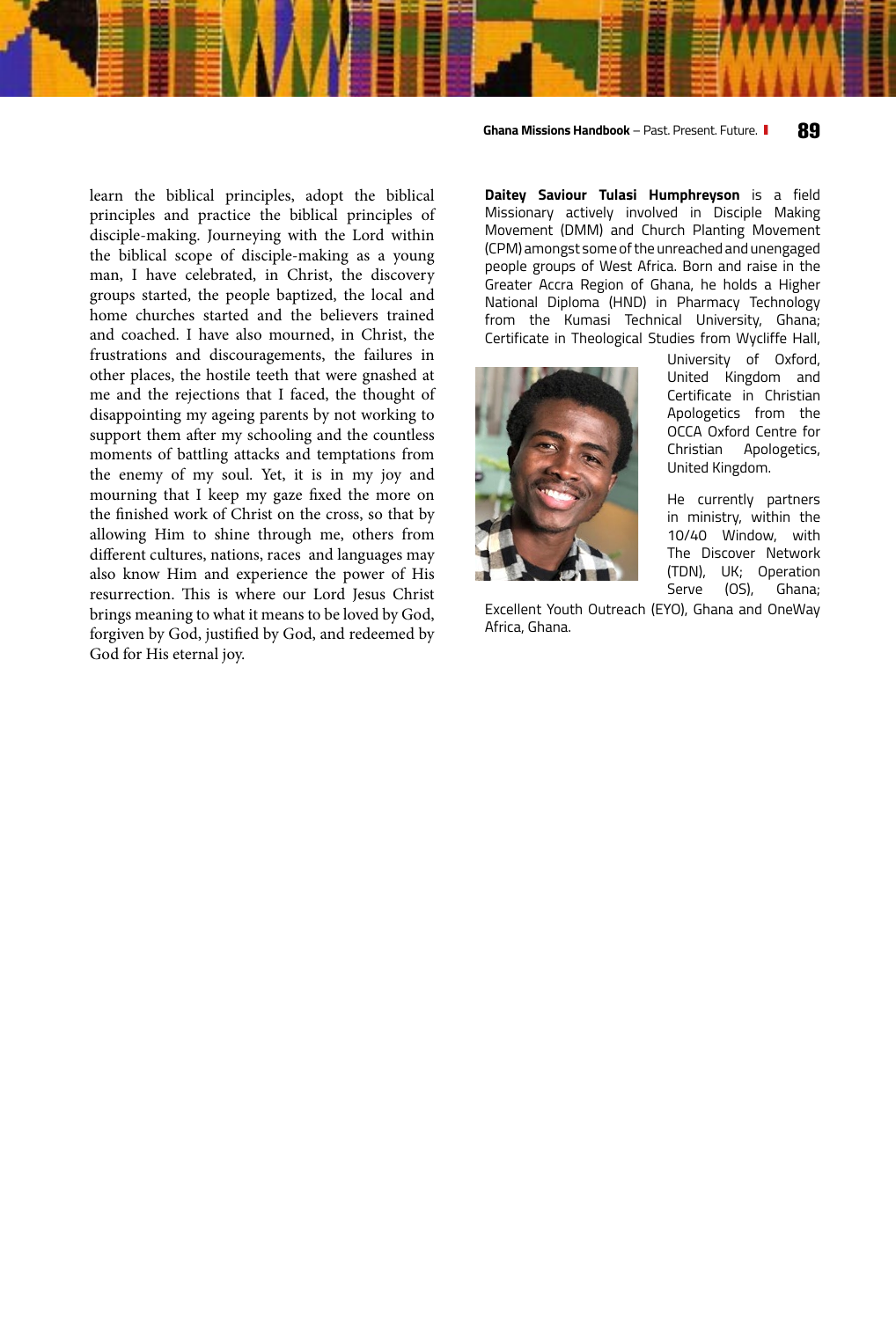learn the biblical principles, adopt the biblical principles and practice the biblical principles of disciple-making. Journeying with the Lord within the biblical scope of disciple-making as a young man, I have celebrated, in Christ, the discovery groups started, the people baptized, the local and home churches started and the believers trained and coached. I have also mourned, in Christ, the frustrations and discouragements, the failures in other places, the hostile teeth that were gnashed at me and the rejections that I faced, the thought of disappointing my ageing parents by not working to support them after my schooling and the countless moments of battling attacks and temptations from the enemy of my soul. Yet, it is in my joy and mourning that I keep my gaze fixed the more on the finished work of Christ on the cross, so that by allowing Him to shine through me, others from different cultures, nations, races and languages may also know Him and experience the power of His resurrection. This is where our Lord Jesus Christ brings meaning to what it means to be loved by God, forgiven by God, justified by God, and redeemed by God for His eternal joy.

**Daitey Saviour Tulasi Humphreyson** is a field Missionary actively involved in Disciple Making Movement (DMM) and Church Planting Movement (CPM) amongst some of the unreached and unengaged people groups of West Africa. Born and raise in the Greater Accra Region of Ghana, he holds a Higher National Diploma (HND) in Pharmacy Technology from the Kumasi Technical University, Ghana; Certificate in Theological Studies from Wycliffe Hall, University of Oxford, United Kingdom and Certificate in Christian Apologetics from the OCCA Oxford Centre for Christian Apologetics, United Kingdom.

He currently partners in ministry, within the 10/40 Window, with The Discover Network (TDN), UK; Operation Serve (OS), Ghana; Excellent Youth Outreach (EYO), Ghana and OneWay Africa, Ghana.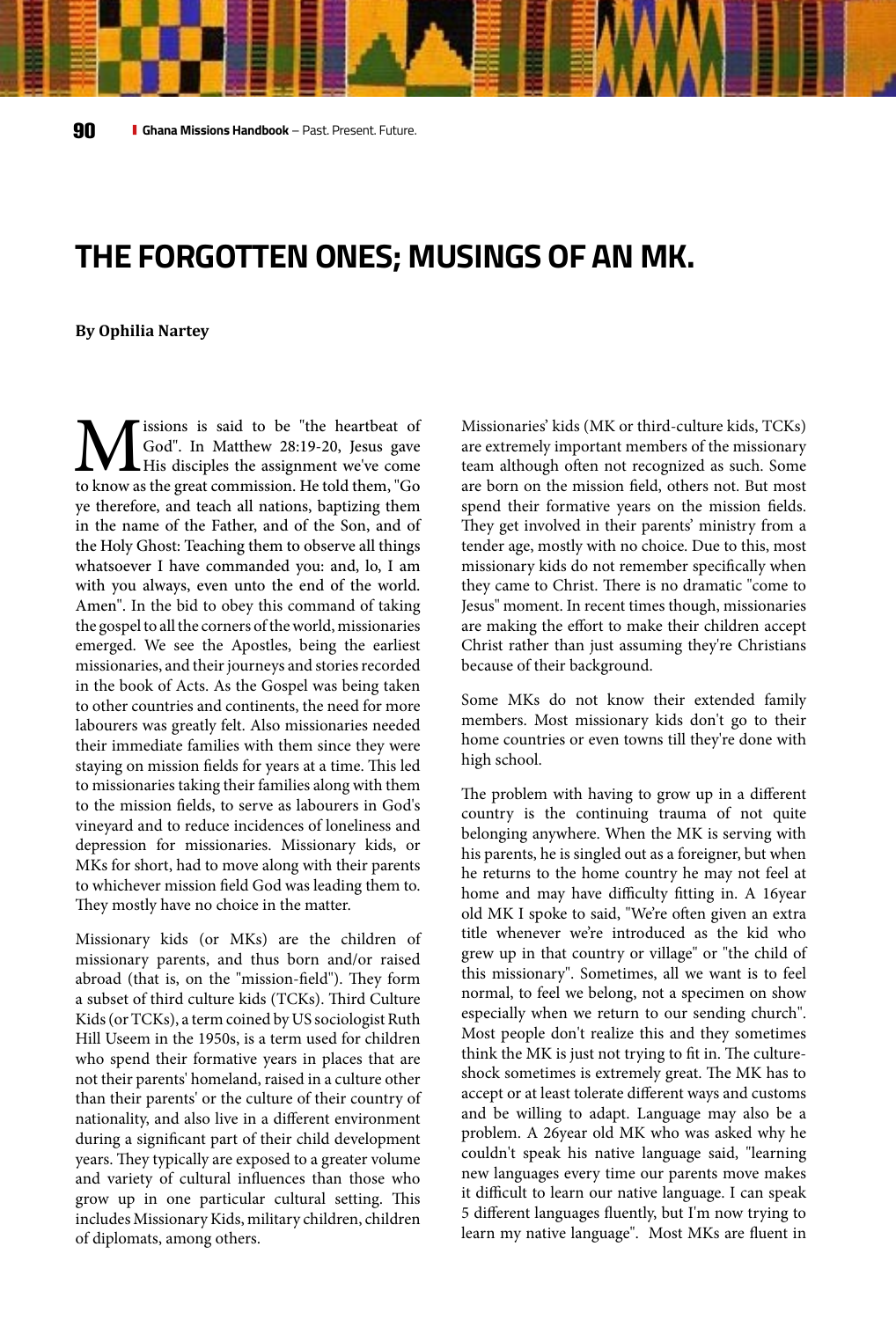# THE FORGOTTEN ONES; MUSINGS OF AN MK.

**By Ophilia Nartey**

Missions is said to be "the heartbeat of God". In Matthew 28:19-20, Jesus gave His disciples the assignment we've come to know as the great commission. He told them, "Go ye therefore, and teach all nations, baptizing them in the name of the Father, and of the Son, and of the Holy Ghost: Teaching them to observe all things whatsoever I have commanded you: and, lo, I am with you always, even unto the end of the world. Amen". In the bid to obey this command of taking the gospel to all the corners of the world, missionaries emerged. We see the Apostles, being the earliest missionaries, and their journeys and stories recorded in the book of Acts. As the Gospel was being taken to other countries and continents, the need for more labourers was greatly felt. Also missionaries needed their immediate families with them since they were staying on mission fields for years at a time. This led to missionaries taking their families along with them to the mission fields, to serve as labourers in God's vineyard and to reduce incidences of loneliness and depression for missionaries. Missionary kids, or MKs for short, had to move along with their parents to whichever mission field God was leading them to. They mostly have no choice in the matter.

Missionary kids (or MKs) are the children of missionary parents, and thus born and/or raised abroad (that is, on the "mission-field"). They form a subset of third culture kids (TCKs). Third Culture Kids (or TCKs), a term coined by US sociologist Ruth Hill Useem in the 1950s, is a term used for children who spend their formative years in places that are not their parents' homeland, raised in a culture other than their parents' or the culture of their country of nationality, and also live in a different environment during a significant part of their child development years. They typically are exposed to a greater volume and variety of cultural influences than those who grow up in one particular cultural setting. This includes Missionary Kids, military children, children of diplomats, among others.

Missionaries' kids (MK or third-culture kids, TCKs) are extremely important members of the missionary team although often not recognized as such. Some are born on the mission field, others not. But most spend their formative years on the mission fields. They get involved in their parents' ministry from a tender age, mostly with no choice. Due to this, most missionary kids do not remember specifically when they came to Christ. There is no dramatic "come to Jesus" moment. In recent times though, missionaries are making the effort to make their children accept Christ rather than just assuming they're Christians because of their background.

Some MKs do not know their extended family members. Most missionary kids don't go to their home countries or even towns till they're done with high school.

The problem with having to grow up in a different country is the continuing trauma of not quite belonging anywhere. When the MK is serving with his parents, he is singled out as a foreigner, but when he returns to the home country he may not feel at home and may have difficulty fitting in. A 16year old MK I spoke to said, "We're often given an extra title whenever we're introduced as the kid who grew up in that country or village" or "the child of this missionary". Sometimes, all we want is to feel normal, to feel we belong, not a specimen on show especially when we return to our sending church". Most people don't realize this and they sometimes think the MK is just not trying to fit in. The culture-shock sometimes is extremely great. The MK has to accept or at least tolerate different ways and customs and be willing to adapt. Language may also be a problem. A 26year old MK who was asked why he couldn't speak his native language said, "learning new languages every time our parents move makes it difficult to learn our native language. I can speak 5 different languages fluently, but I'm now trying to learn my native language". Most MKs are fluent in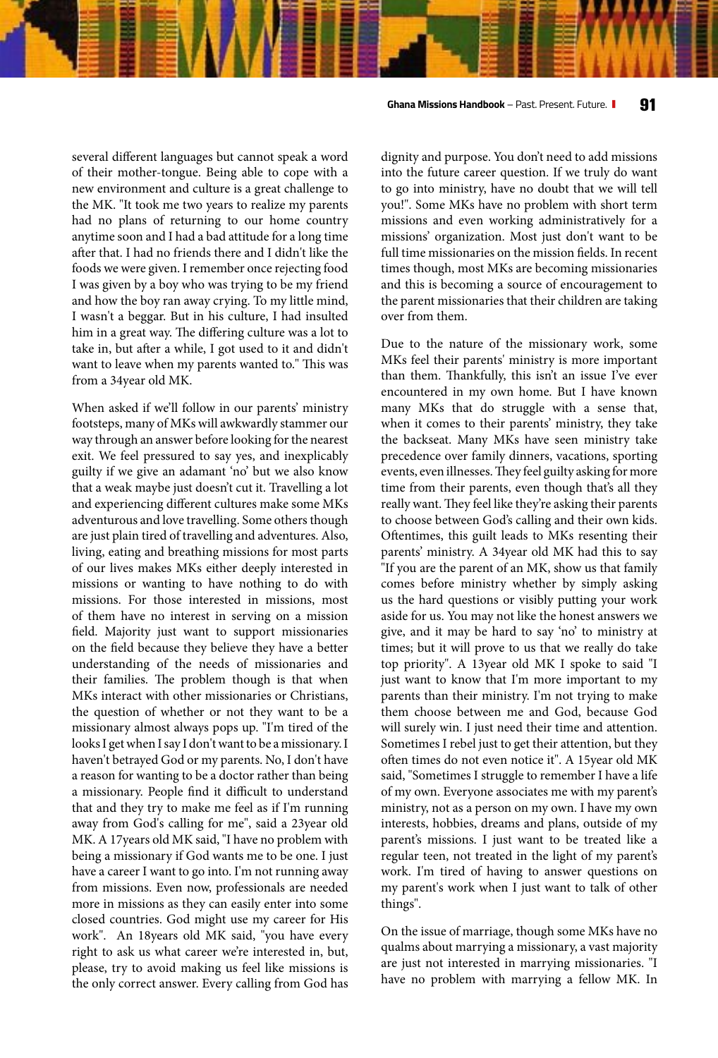several different languages but cannot speak a word of their mother-tongue. Being able to cope with a new environment and culture is a great challenge to the MK. "It took me two years to realize my parents had no plans of returning to our home country anytime soon and I had a bad attitude for a long time after that. I had no friends there and I didn't like the foods we were given. I remember once rejecting food I was given by a boy who was trying to be my friend and how the boy ran away crying. To my little mind, I wasn't a beggar. But in his culture, I had insulted him in a great way. The differing culture was a lot to take in, but after a while, I got used to it and didn't want to leave when my parents wanted to." This was from a 34year old MK.

When asked if we'll follow in our parents' ministry footsteps, many of MKs will awkwardly stammer our way through an answer before looking for the nearest exit. We feel pressured to say yes, and inexplicably guilty if we give an adamant 'no' but we also know that a weak maybe just doesn't cut it. Travelling a lot and experiencing different cultures make some MKs adventurous and love travelling. Some others though are just plain tired of travelling and adventures. Also, living, eating and breathing missions for most parts of our lives makes MKs either deeply interested in missions or wanting to have nothing to do with missions. For those interested in missions, most of them have no interest in serving on a mission field. Majority just want to support missionaries on the field because they believe they have a better understanding of the needs of missionaries and their families. The problem though is that when MKs interact with other missionaries or Christians, the question of whether or not they want to be a missionary almost always pops up. "I'm tired of the looks I get when I say I don't want to be a missionary. I haven't betrayed God or my parents. No, I don't have a reason for wanting to be a doctor rather than being a missionary. People find it difficult to understand that and they try to make me feel as if I'm running away from God's calling for me", said a 23year old MK. A 17years old MK said, "I have no problem with being a missionary if God wants me to be one. I just have a career I want to go into. I'm not running away from missions. Even now, professionals are needed more in missions as they can easily enter into some closed countries. God might use my career for His work". An 18years old MK said, "you have every right to ask us what career we're interested in, but, please, try to avoid making us feel like missions is the only correct answer. Every calling from God has dignity and purpose. You don't need to add missions into the future career question. If we truly do want to go into ministry, have no doubt that we will tell you!". Some MKs have no problem with short term missions and even working administratively for a missions' organization. Most just don't want to be full time missionaries on the mission fields. In recent times though, most MKs are becoming missionaries and this is becoming a source of encouragement to the parent missionaries that their children are taking over from them.

Due to the nature of the missionary work, some MKs feel their parents' ministry is more important than them. Thankfully, this isn't an issue I've ever encountered in my own home. But I have known many MKs that do struggle with a sense that, when it comes to their parents' ministry, they take the backseat. Many MKs have seen ministry take precedence over family dinners, vacations, sporting events, even illnesses. They feel guilty asking for more time from their parents, even though that's all they really want. They feel like they're asking their parents to choose between God's calling and their own kids. Oftentimes, this guilt leads to MKs resenting their parents' ministry. A 34year old MK had this to say "If you are the parent of an MK, show us that family comes before ministry whether by simply asking us the hard questions or visibly putting your work aside for us. You may not like the honest answers we give, and it may be hard to say 'no' to ministry at times; but it will prove to us that we really do take top priority". A 13year old MK I spoke to said "I just want to know that I'm more important to my parents than their ministry. I'm not trying to make them choose between me and God, because God will surely win. I just need their time and attention. Sometimes I rebel just to get their attention, but they often times do not even notice it". A 15year old MK said, "Sometimes I struggle to remember I have a life of my own. Everyone associates me with my parent's ministry, not as a person on my own. I have my own interests, hobbies, dreams and plans, outside of my parent's missions. I just want to be treated like a regular teen, not treated in the light of my parent's work. I'm tired of having to answer questions on my parent's work when I just want to talk of other things".

On the issue of marriage, though some MKs have no qualms about marrying a missionary, a vast majority are just not interested in marrying missionaries. "I have no problem with marrying a fellow MK. In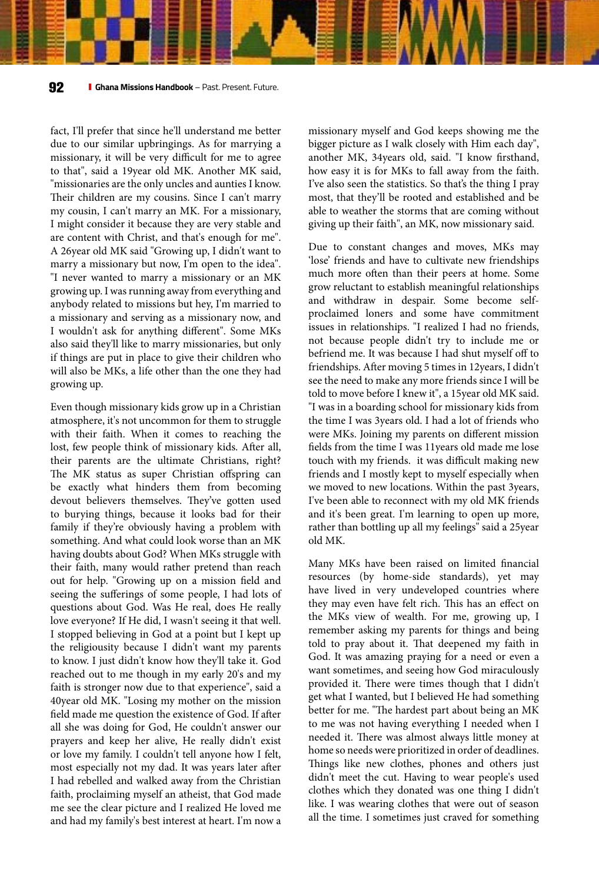fact, I'll prefer that since he'll understand me better due to our similar upbringings. As for marrying a missionary, it will be very difficult for me to agree to that", said a 19year old MK. Another MK said, "missionaries are the only uncles and aunties I know. Their children are my cousins. Since I can't marry my cousin, I can't marry an MK. For a missionary, I might consider it because they are very stable and are content with Christ, and that's enough for me". A 26year old MK said "Growing up, I didn't want to marry a missionary but now, I'm open to the idea". "I never wanted to marry a missionary or an MK growing up. I was running away from everything and anybody related to missions but hey, I'm married to a missionary and serving as a missionary now, and I wouldn't ask for anything different". Some MKs also said they'll like to marry missionaries, but only if things are put in place to give their children who will also be MKs, a life other than the one they had growing up.

Even though missionary kids grow up in a Christian atmosphere, it's not uncommon for them to struggle with their faith. When it comes to reaching the lost, few people think of missionary kids. After all, their parents are the ultimate Christians, right? The MK status as super Christian offspring can be exactly what hinders them from becoming devout believers themselves. They've gotten used to burying things, because it looks bad for their family if they're obviously having a problem with something. And what could look worse than an MK having doubts about God? When MKs struggle with their faith, many would rather pretend than reach out for help. "Growing up on a mission field and seeing the sufferings of some people, I had lots of questions about God. Was He real, does He really love everyone? If He did, I wasn't seeing it that well. I stopped believing in God at a point but I kept up the religiousity because I didn't want my parents to know. I just didn't know how they'll take it. God reached out to me though in my early 20's and my faith is stronger now due to that experience", said a 40year old MK. "Losing my mother on the mission field made me question the existence of God. If after all she was doing for God, He couldn't answer our prayers and keep her alive, He really didn't exist or love my family. I couldn't tell anyone how I felt, most especially not my dad. It was years later after I had rebelled and walked away from the Christian faith, proclaiming myself an atheist, that God made me see the clear picture and I realized He loved me and had my family's best interest at heart. I'm now a missionary myself and God keeps showing me the bigger picture as I walk closely with Him each day", another MK, 34years old, said. "I know firsthand, how easy it is for MKs to fall away from the faith. I've also seen the statistics. So that's the thing I pray most, that they'll be rooted and established and be able to weather the storms that are coming without giving up their faith", an MK, now missionary said.

Due to constant changes and moves, MKs may 'lose' friends and have to cultivate new friendships much more often than their peers at home. Some grow reluctant to establish meaningful relationships and withdraw in despair. Some become self-proclaimed loners and some have commitment issues in relationships. "I realized I had no friends, not because people didn't try to include me or befriend me. It was because I had shut myself off to friendships. After moving 5 times in 12years, I didn't see the need to make any more friends since I will be told to move before I knew it", a 15year old MK said. "I was in a boarding school for missionary kids from the time I was 3years old. I had a lot of friends who were MKs. Joining my parents on different mission fields from the time I was 11years old made me lose touch with my friends. it was difficult making new friends and I mostly kept to myself especially when we moved to new locations. Within the past 3years, I've been able to reconnect with my old MK friends and it's been great. I'm learning to open up more, rather than bottling up all my feelings" said a 25year old MK.

Many MKs have been raised on limited financial resources (by home-side standards), yet may have lived in very undeveloped countries where they may even have felt rich. This has an effect on the MKs view of wealth. For me, growing up, I remember asking my parents for things and being told to pray about it. That deepened my faith in God. It was amazing praying for a need or even a want sometimes, and seeing how God miraculously provided it. There were times though that I didn't get what I wanted, but I believed He had something better for me. "The hardest part about being an MK to me was not having everything I needed when I needed it. There was almost always little money at home so needs were prioritized in order of deadlines. Things like new clothes, phones and others just didn't meet the cut. Having to wear people's used clothes which they donated was one thing I didn't like. I was wearing clothes that were out of season all the time. I sometimes just craved for something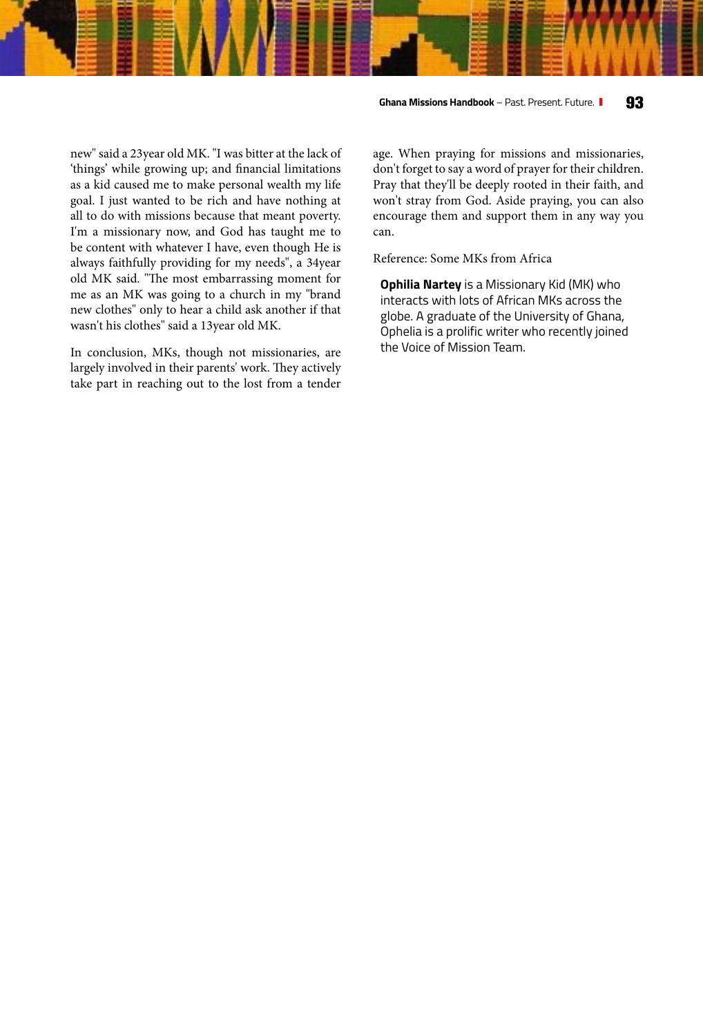new" said a 23year old MK. "I was bitter at the lack of 'things' while growing up; and financial limitations as a kid caused me to make personal wealth my life goal. I just wanted to be rich and have nothing at all to do with missions because that meant poverty. I'm a missionary now, and God has taught me to be content with whatever I have, even though He is always faithfully providing for my needs", a 34year old MK said. "The most embarrassing moment for me as an MK was going to a church in my "brand new clothes" only to hear a child ask another if that wasn't his clothes" said a 13year old MK.

In conclusion, MKs, though not missionaries, are largely involved in their parents' work. They actively take part in reaching out to the lost from a tender age. When praying for missions and missionaries, don't forget to say a word of prayer for their children. Pray that they'll be deeply rooted in their faith, and won't stray from God. Aside praying, you can also encourage them and support them in any way you can.

Reference: Some MKs from Africa

**Ophilia Nartey** is a Missionary Kid (MK) who interacts with lots of African MKs across the globe. A graduate of the University of Ghana, Ophelia is a prolific writer who recently joined the Voice of Mission Team.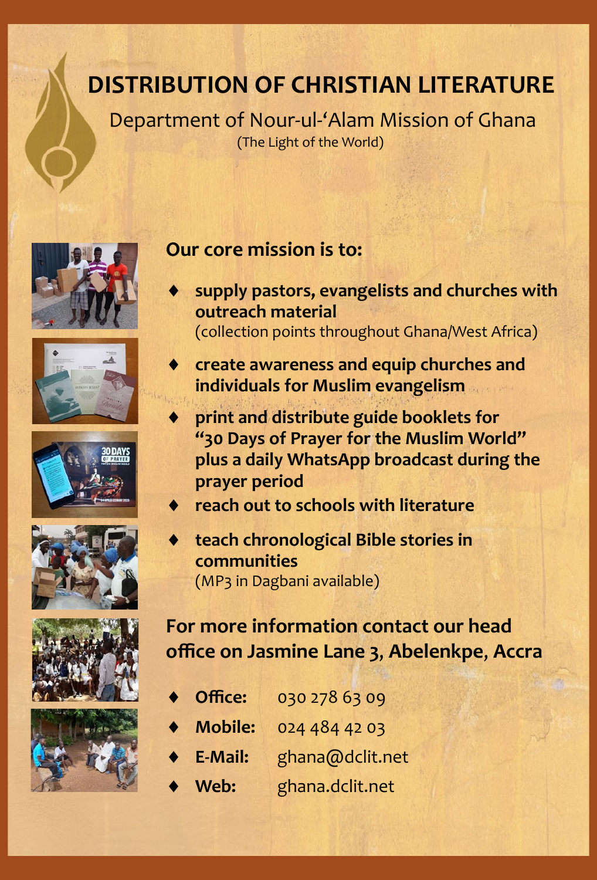# DISTRIBUTION OF CHRISTIAN LITERATURE

Department of Nour-ul-'Alam Mission of Ghana
(The Light of the World)

## Our core mission is to:

- **supply pastors, evangelists and churches with outreach material**
  (collection points throughout Ghana/West Africa)
- **create awareness and equip churches and individuals for Muslim evangelism**
- **print and distribute guide booklets for "30 Days of Prayer for the Muslim World" plus a daily WhatsApp broadcast during the prayer period**
- **reach out to schools with literature**
- **teach chronological Bible stories in communities**
  (MP3 in Dagbani available)

## For more information contact our head office on Jasmine Lane 3, Abelenkpe, Accra

- **Office:** 030 278 63 09
- **Mobile:** 024 484 42 03
- **E-Mail:** ghana@dclit.net
- **Web:** ghana.dclit.net